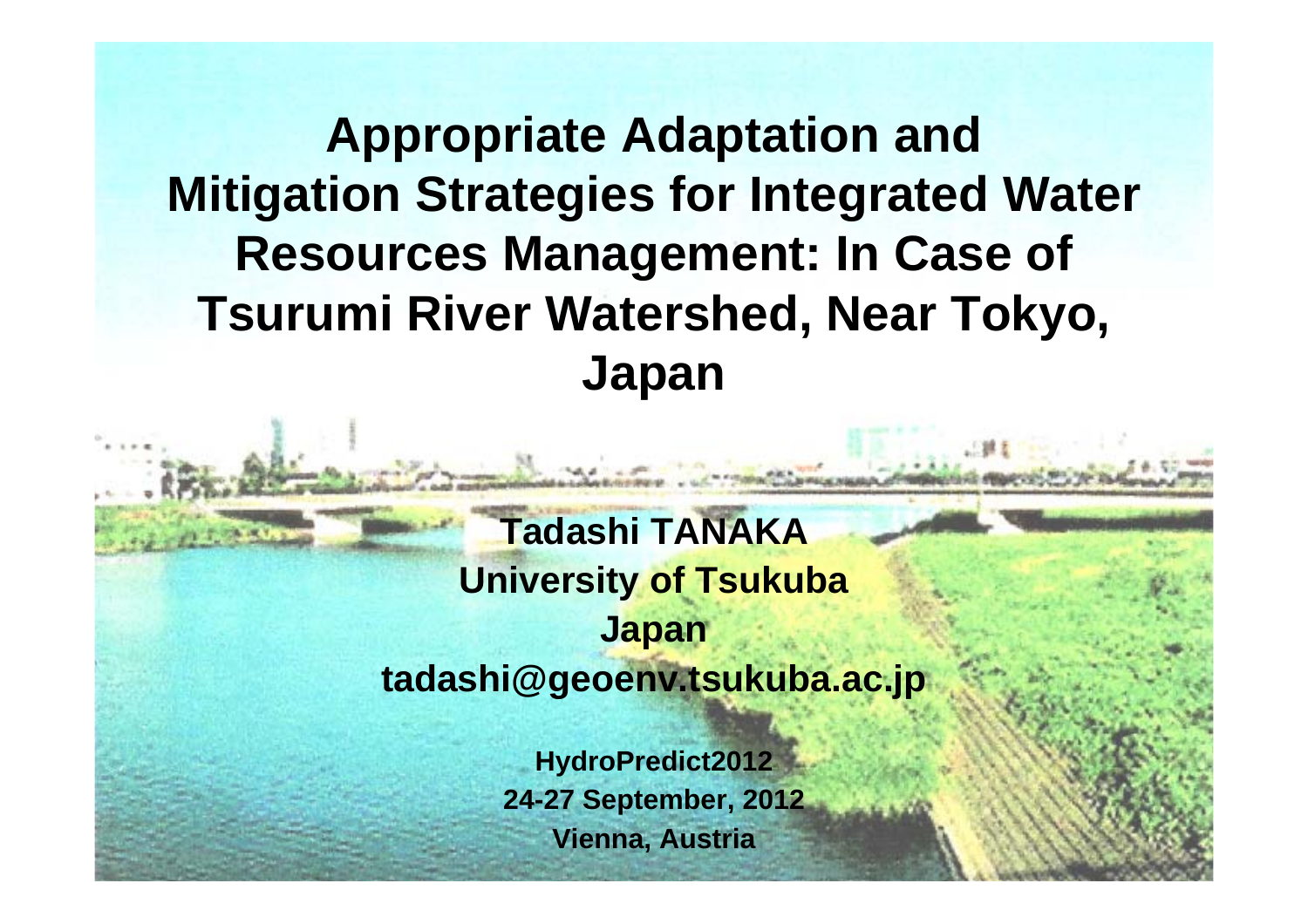# Appropriate Adaptation and Mitigation Strategies for Integrated Water Resources Management: In Case of Tsurumi River Watershed, Near Tokyo, Japan

**Tadashi TANAKA**
**University of Tsukuba**
**Japan**
**tadashi@geoenv.tsukuba.ac.jp**

**HydroPredict2012**
**24-27 September, 2012**
**Vienna, Austria**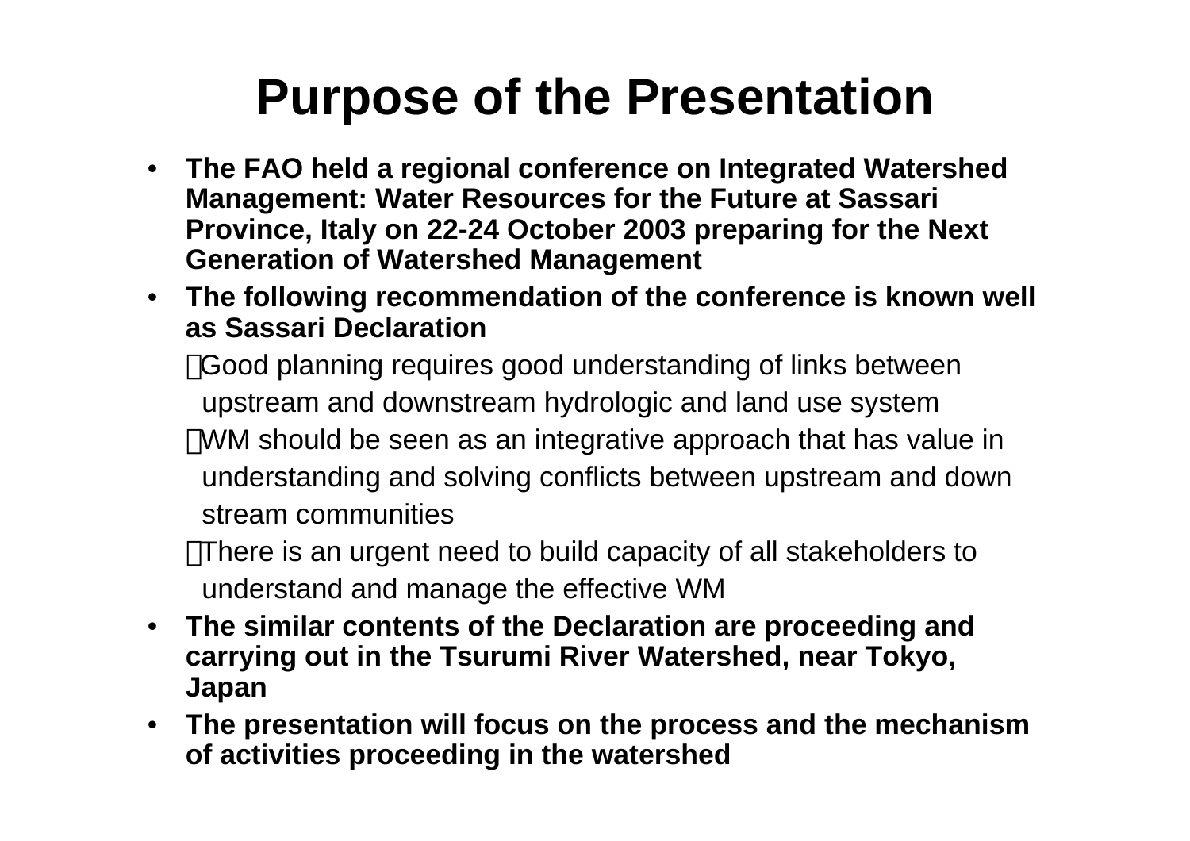# Purpose of the Presentation

- **The FAO held a regional conference on Integrated Watershed Management: Water Resources for the Future at Sassari Province, Italy on 22-24 October 2003 preparing for the Next Generation of Watershed Management**
- **The following recommendation of the conference is known well as Sassari Declaration**

  Good planning requires good understanding of links between upstream and downstream hydrologic and land use system

  WM should be seen as an integrative approach that has value in understanding and solving conflicts between upstream and down stream communities

  There is an urgent need to build capacity of all stakeholders to understand and manage the effective WM
- **The similar contents of the Declaration are proceeding and carrying out in the Tsurumi River Watershed, near Tokyo, Japan**
- **The presentation will focus on the process and the mechanism of activities proceeding in the watershed**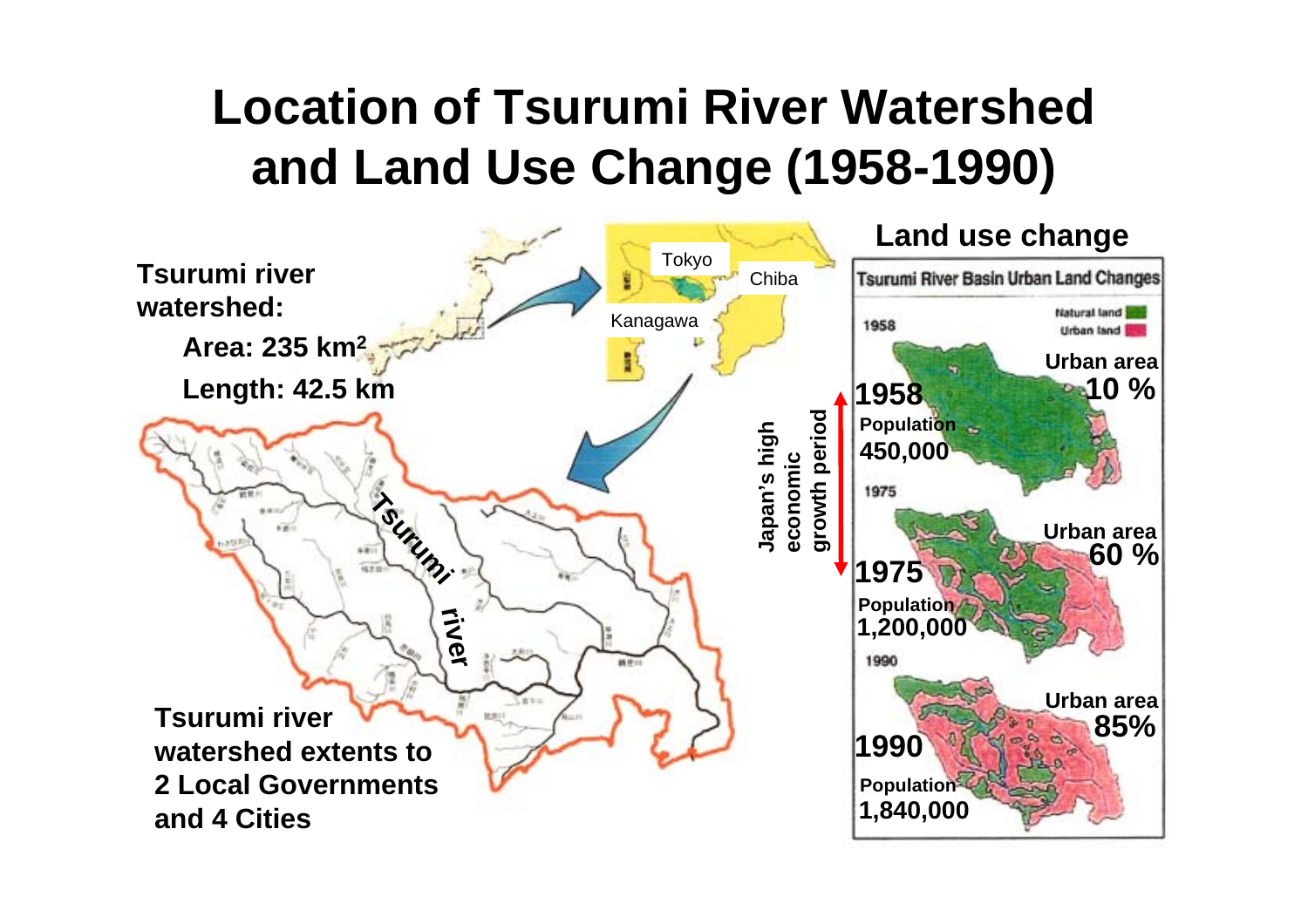# Location of Tsurumi River Watershed and Land Use Change (1958-1990)

**Tsurumi river watershed:**

- **Area: 235 km$^2$**
- **Length: 42.5 km**

Tokyo

Chiba

Kanagawa

**Tsurumi river**

**Tsurumi river watershed extents to 2 Local Governments and 4 Cities**

## Land use change

Tsurumi River Basin Urban Land Changes

Natural land

Urban land

**Japan's high economic growth period**

| Year | Population | Urban area |
|---|---|---|
| **1958** | **450,000** | **10 %** |
| **1975** | **1,200,000** | **60 %** |
| **1990** | **1,840,000** | **85%** |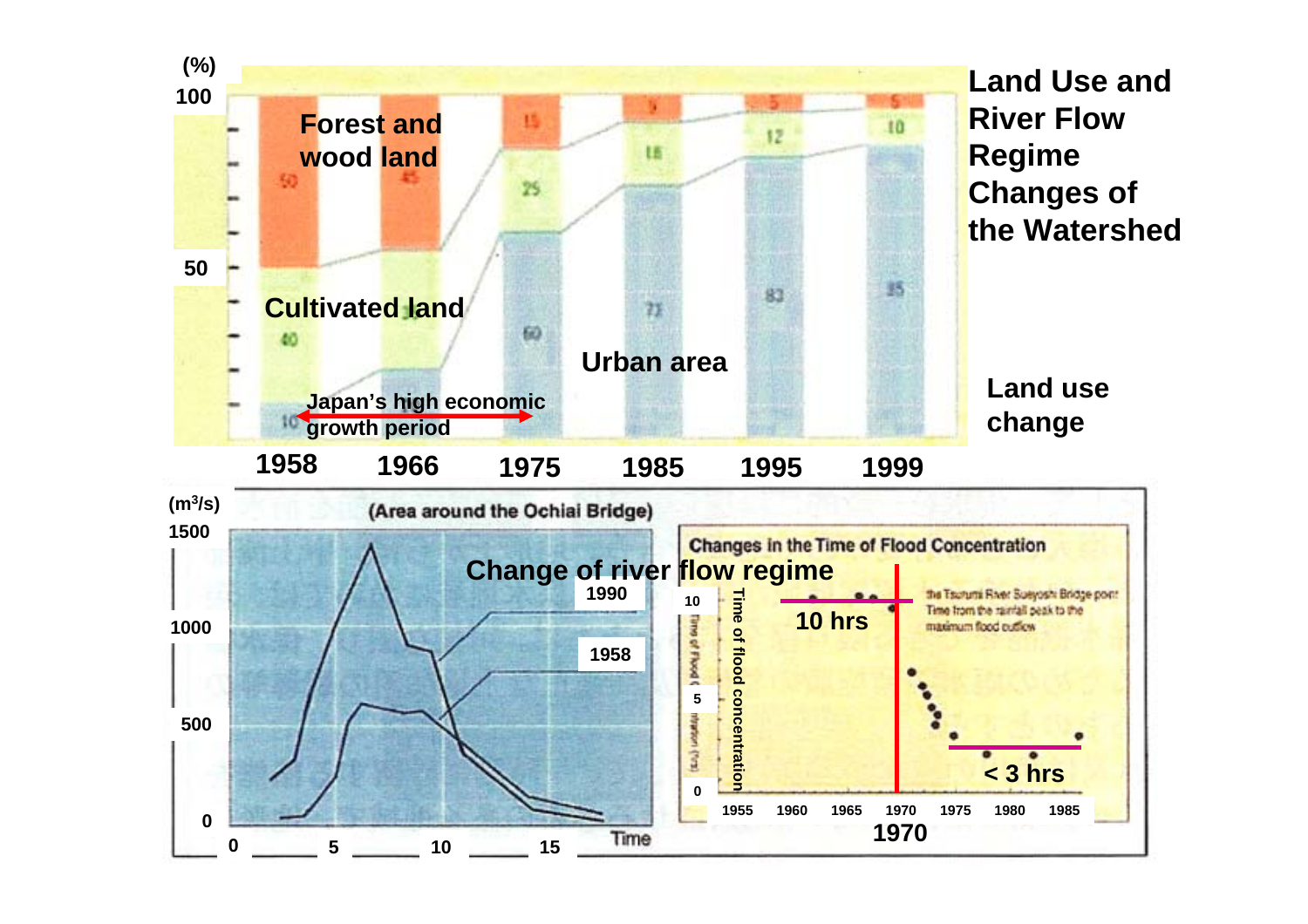# Land Use and River Flow Regime Changes of the Watershed

**Land use change**

| (%) | 1958 | 1966 | 1975 | 1985 | 1995 | 1999 |
|---|---|---|---|---|---|---|
| Forest and wood land | 50 | 45 | 15 | 9 | 5 | 5 |
| Cultivated land | 40 | | 25 | 18 | 12 | 10 |
| Urban area | 10 | | 60 | 73 | 83 | 85 |

Japan's high economic growth period

**Change of river flow regime**

(Area around the Ochiai Bridge)

($m^3/s$): 0, 500, 1000, 1500

1990

1958

Time: 0, 5, 10, 15

Changes in the Time of Flood Concentration

Time of flood concentration: 0, 5, 10

the Tsurumi River Sueyoshi Bridge point
Time from the rainfall peak to the maximum flood outflow

10 hrs

< 3 hrs

1955, 1960, 1965, 1970, 1975, 1980, 1985

1970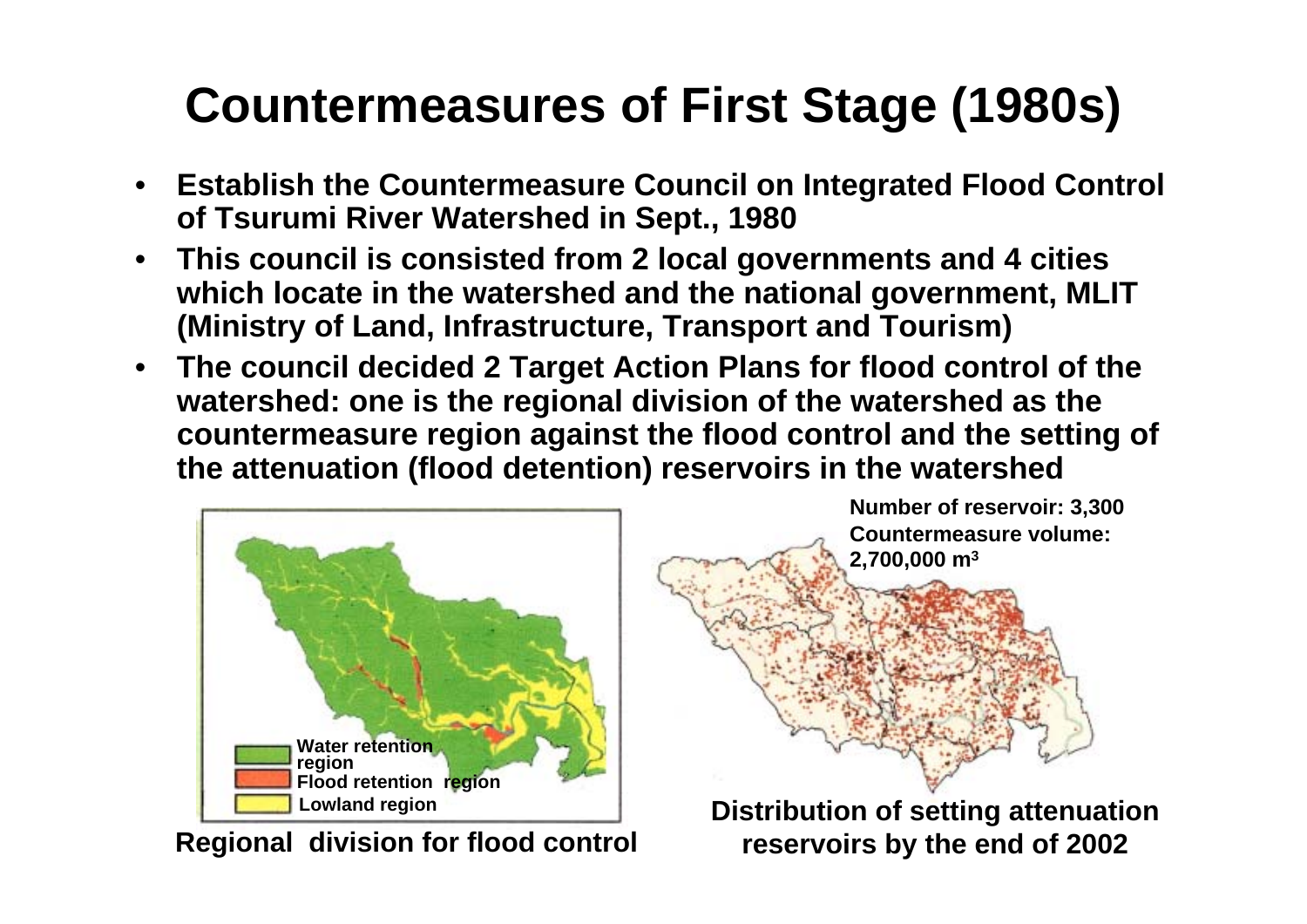# Countermeasures of First Stage (1980s)

- Establish the Countermeasure Council on Integrated Flood Control of Tsurumi River Watershed in Sept., 1980
- This council is consisted from 2 local governments and 4 cities which locate in the watershed and the national government, MLIT (Ministry of Land, Infrastructure, Transport and Tourism)
- The council decided 2 Target Action Plans for flood control of the watershed: one is the regional division of the watershed as the countermeasure region against the flood control and the setting of the attenuation (flood detention) reservoirs in the watershed

Water retention region
Flood retention region
Lowland region

Regional division for flood control

Number of reservoir: 3,300
Countermeasure volume: 2,700,000 $m^3$

Distribution of setting attenuation reservoirs by the end of 2002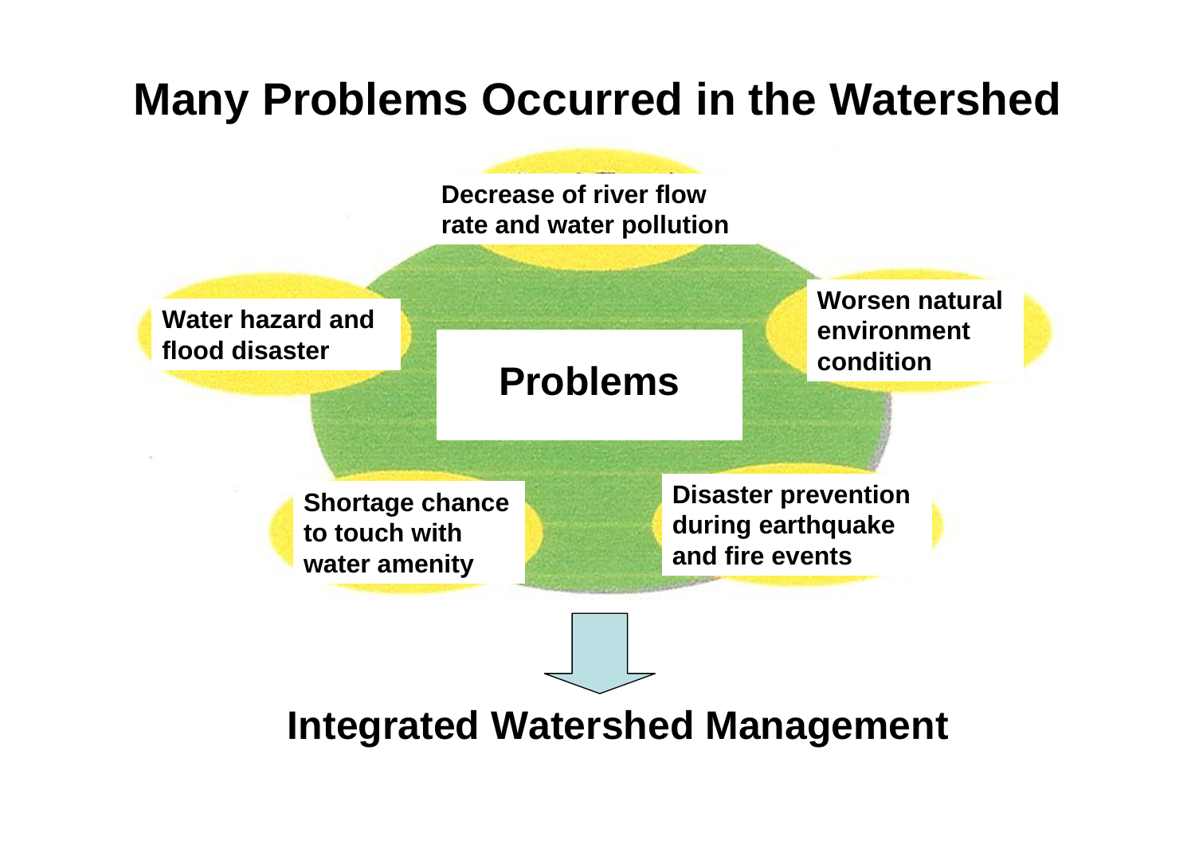# Many Problems Occurred in the Watershed

**Problems**

- Decrease of river flow rate and water pollution
- Worsen natural environment condition
- Disaster prevention during earthquake and fire events
- Shortage chance to touch with water amenity
- Water hazard and flood disaster

**Integrated Watershed Management**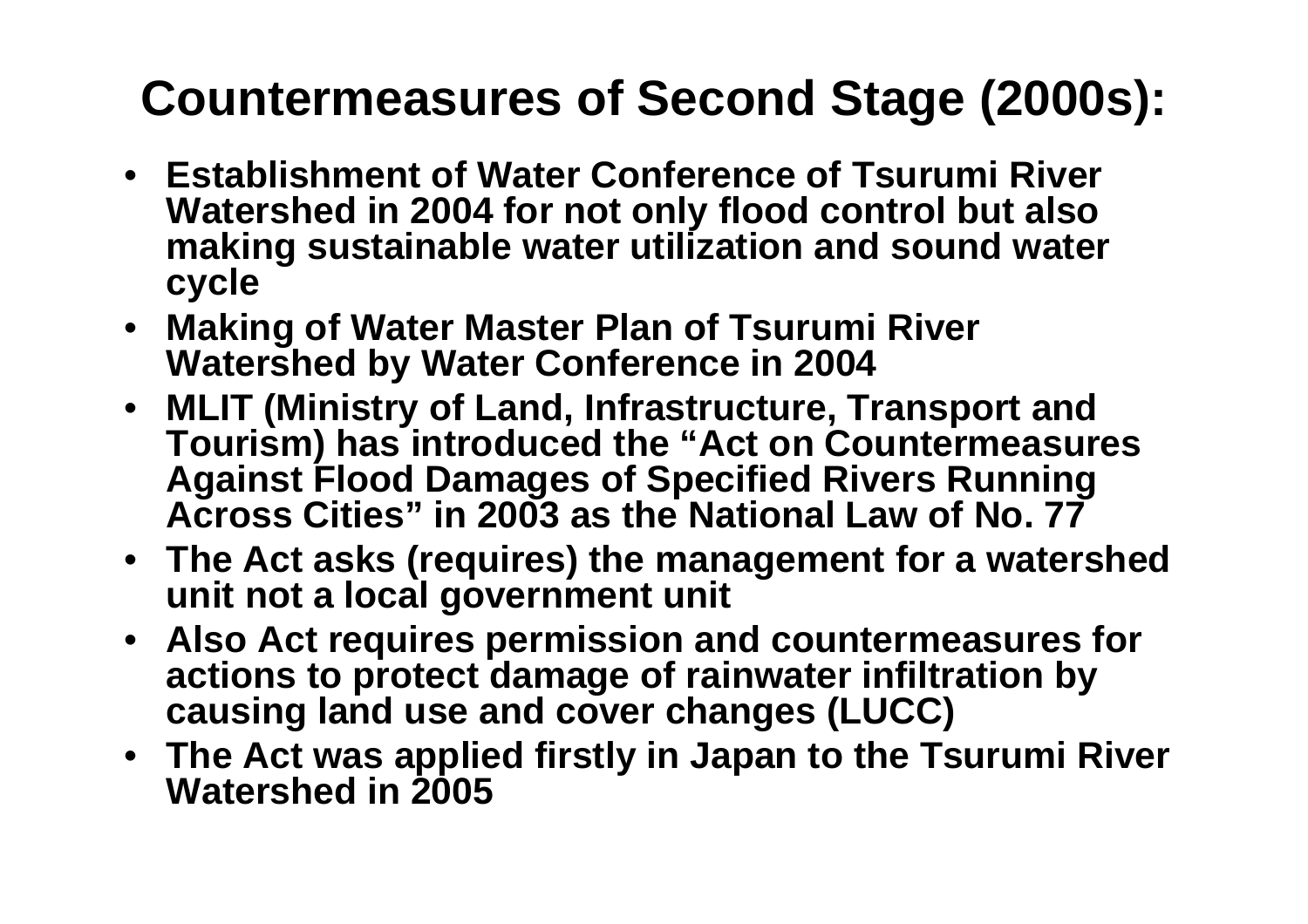# Countermeasures of Second Stage (2000s):

- **Establishment of Water Conference of Tsurumi River Watershed in 2004 for not only flood control but also making sustainable water utilization and sound water cycle**
- **Making of Water Master Plan of Tsurumi River Watershed by Water Conference in 2004**
- **MLIT (Ministry of Land, Infrastructure, Transport and Tourism) has introduced the "Act on Countermeasures Against Flood Damages of Specified Rivers Running Across Cities" in 2003 as the National Law of No. 77**
- **The Act asks (requires) the management for a watershed unit not a local government unit**
- **Also Act requires permission and countermeasures for actions to protect damage of rainwater infiltration by causing land use and cover changes (LUCC)**
- **The Act was applied firstly in Japan to the Tsurumi River Watershed in 2005**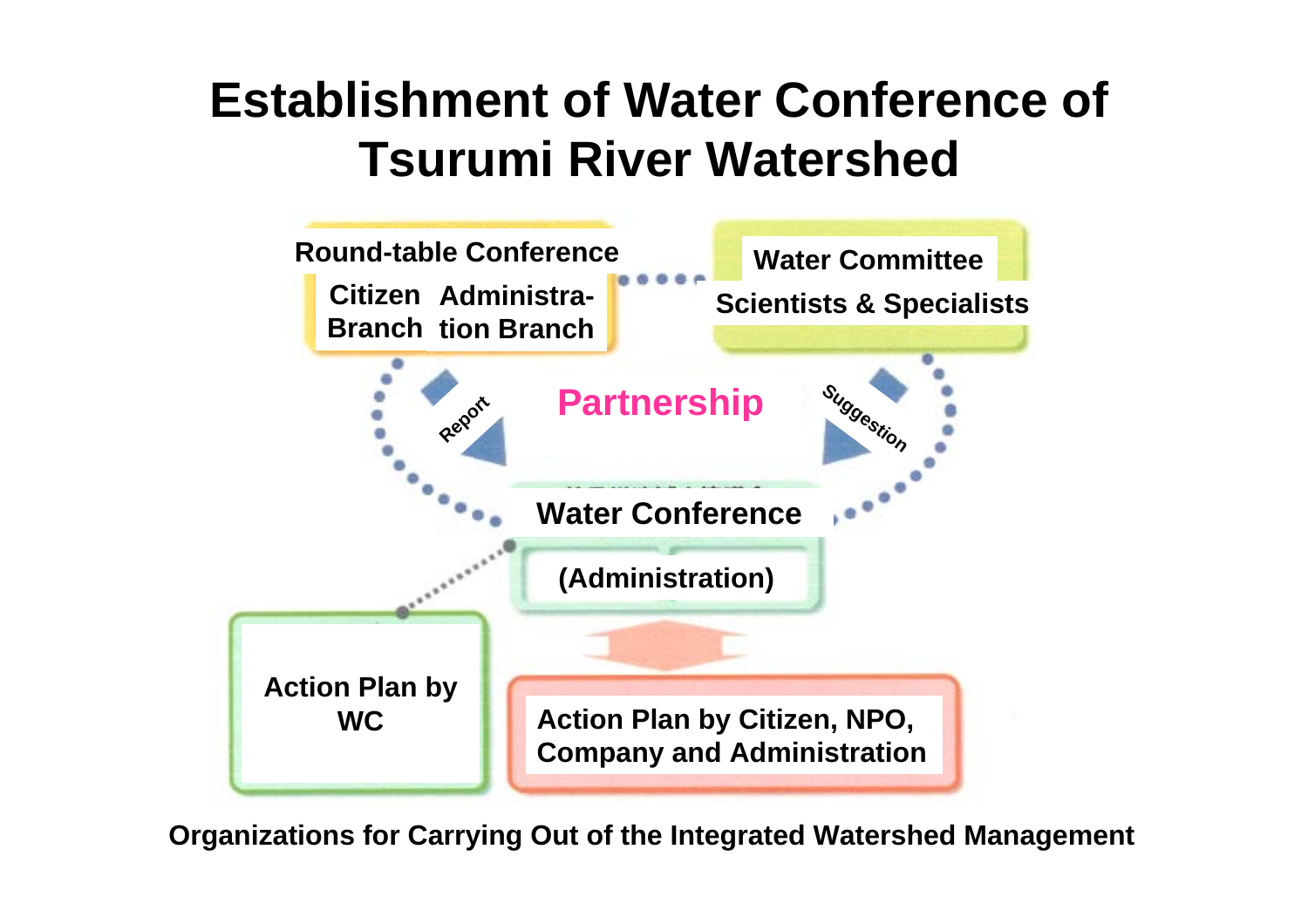# Establishment of Water Conference of Tsurumi River Watershed

Round-table Conference

Citizen Branch | Administration Branch

Water Committee

Scientists & Specialists

Partnership

Report

Suggestion

Water Conference

(Administration)

Action Plan by WC

Action Plan by Citizen, NPO, Company and Administration

Organizations for Carrying Out of the Integrated Watershed Management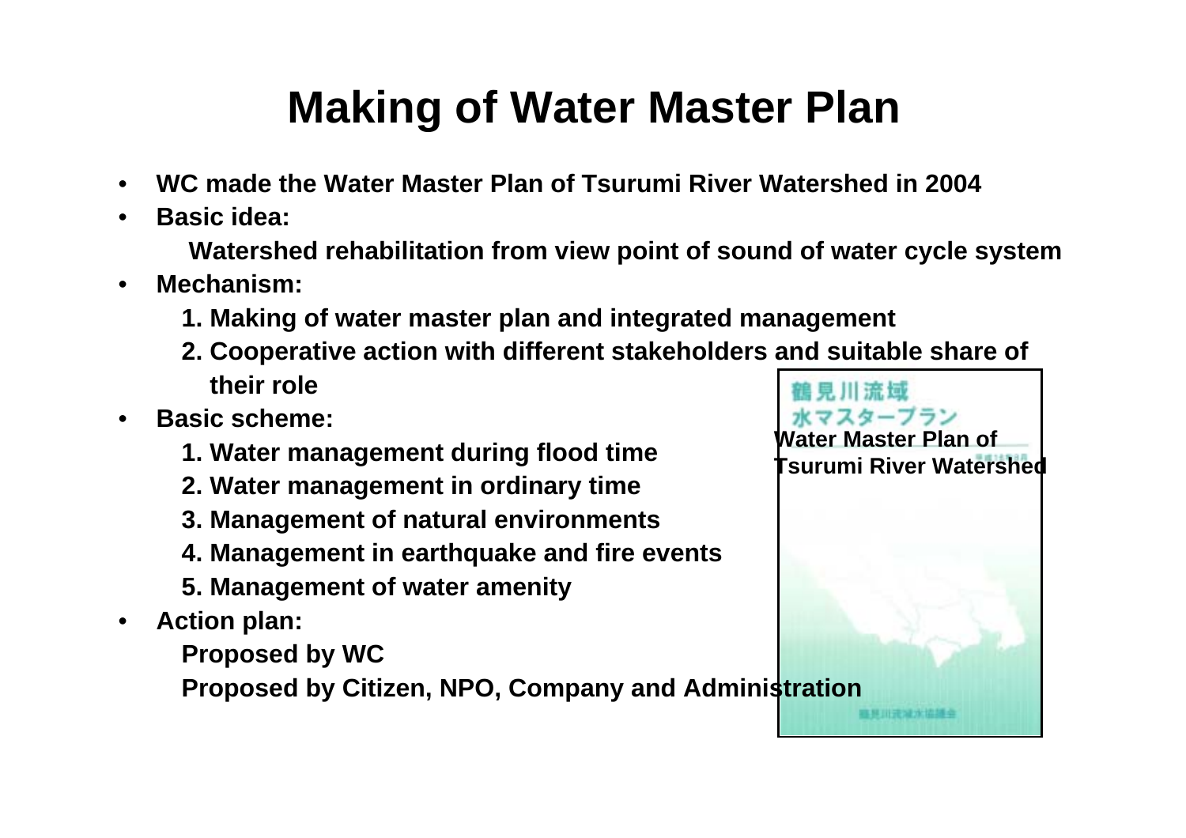# Making of Water Master Plan

- **WC made the Water Master Plan of Tsurumi River Watershed in 2004**
- **Basic idea:**

  **Watershed rehabilitation from view point of sound of water cycle system**
- **Mechanism:**
  1. **Making of water master plan and integrated management**
  2. **Cooperative action with different stakeholders and suitable share of their role**
- **Basic scheme:**
  1. **Water management during flood time**
  2. **Water management in ordinary time**
  3. **Management of natural environments**
  4. **Management in earthquake and fire events**
  5. **Management of water amenity**
- **Action plan:**

  **Proposed by WC**

  **Proposed by Citizen, NPO, Company and Administration**

鶴見川流域
水マスタープラン

**Water Master Plan of Tsurumi River Watershed**

鶴見川流域水協議会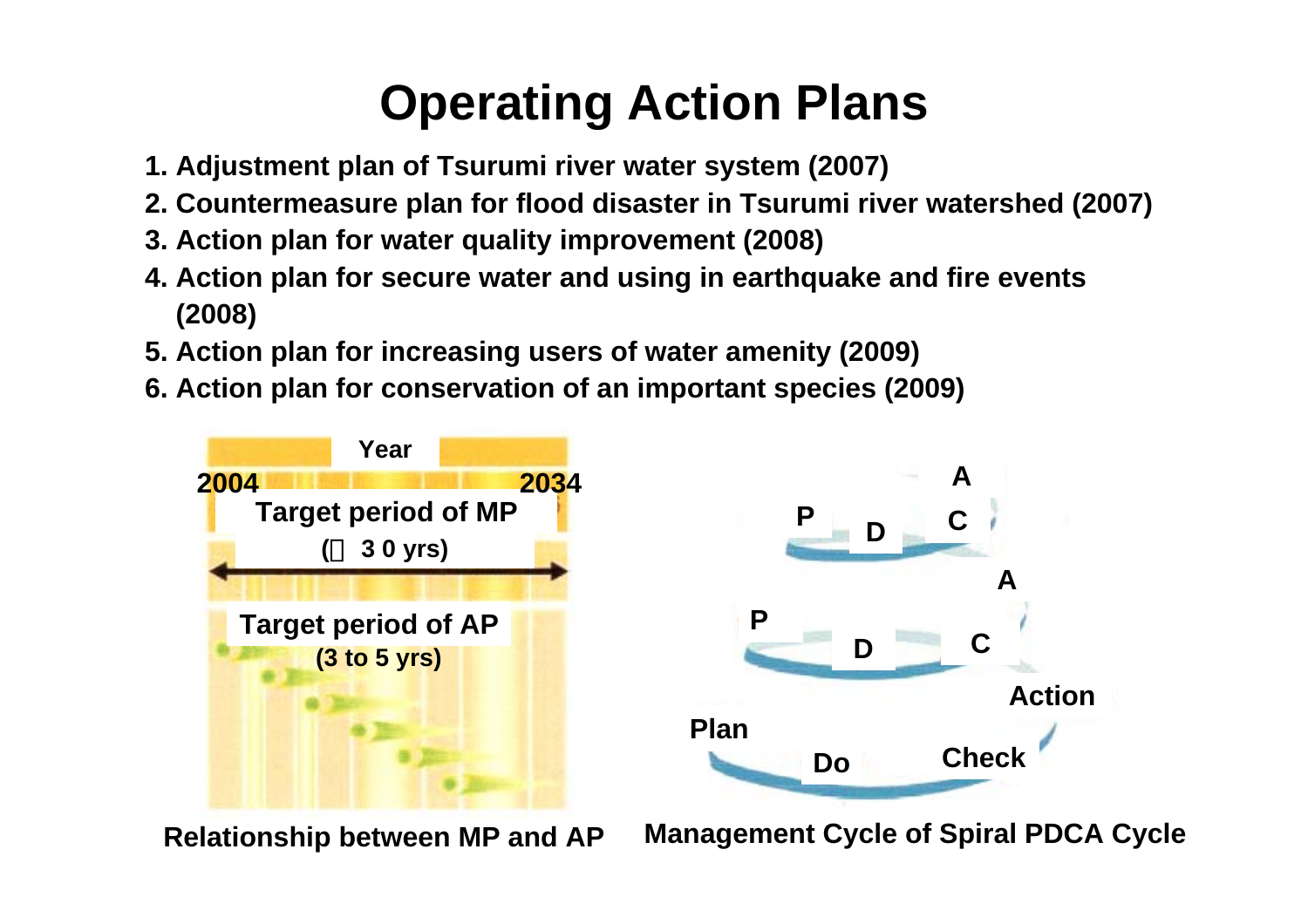# Operating Action Plans

1. Adjustment plan of Tsurumi river water system (2007)
2. Countermeasure plan for flood disaster in Tsurumi river watershed (2007)
3. Action plan for water quality improvement (2008)
4. Action plan for secure water and using in earthquake and fire events (2008)
5. Action plan for increasing users of water amenity (2009)
6. Action plan for conservation of an important species (2009)

Year

2004 2034

Target period of MP

(30 yrs)

Target period of AP

(3 to 5 yrs)

Relationship between MP and AP

P D C A

P D C A

Plan Do Check Action

Management Cycle of Spiral PDCA Cycle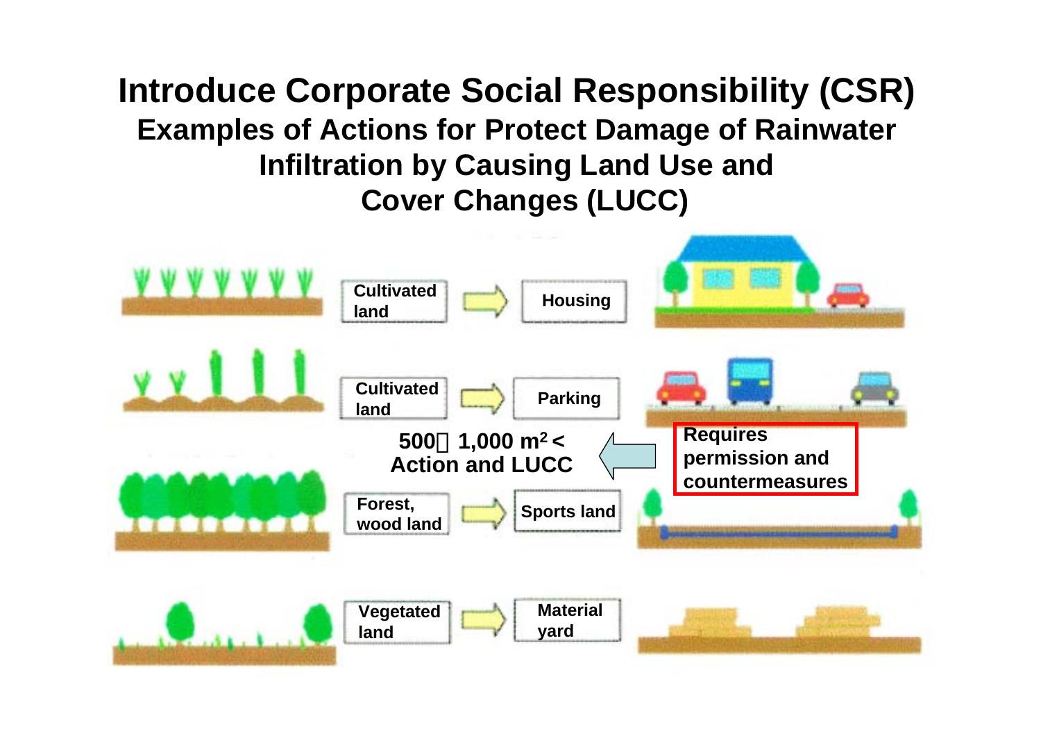# Introduce Corporate Social Responsibility (CSR)

## Examples of Actions for Protect Damage of Rainwater Infiltration by Causing Land Use and Cover Changes (LUCC)

- Cultivated land ⇨ Housing
- Cultivated land ⇨ Parking
- Forest, wood land ⇨ Sports land
- Vegetated land ⇨ Material yard

**500～1,000 $m^2$ < Action and LUCC** ⇦ **Requires permission and countermeasures**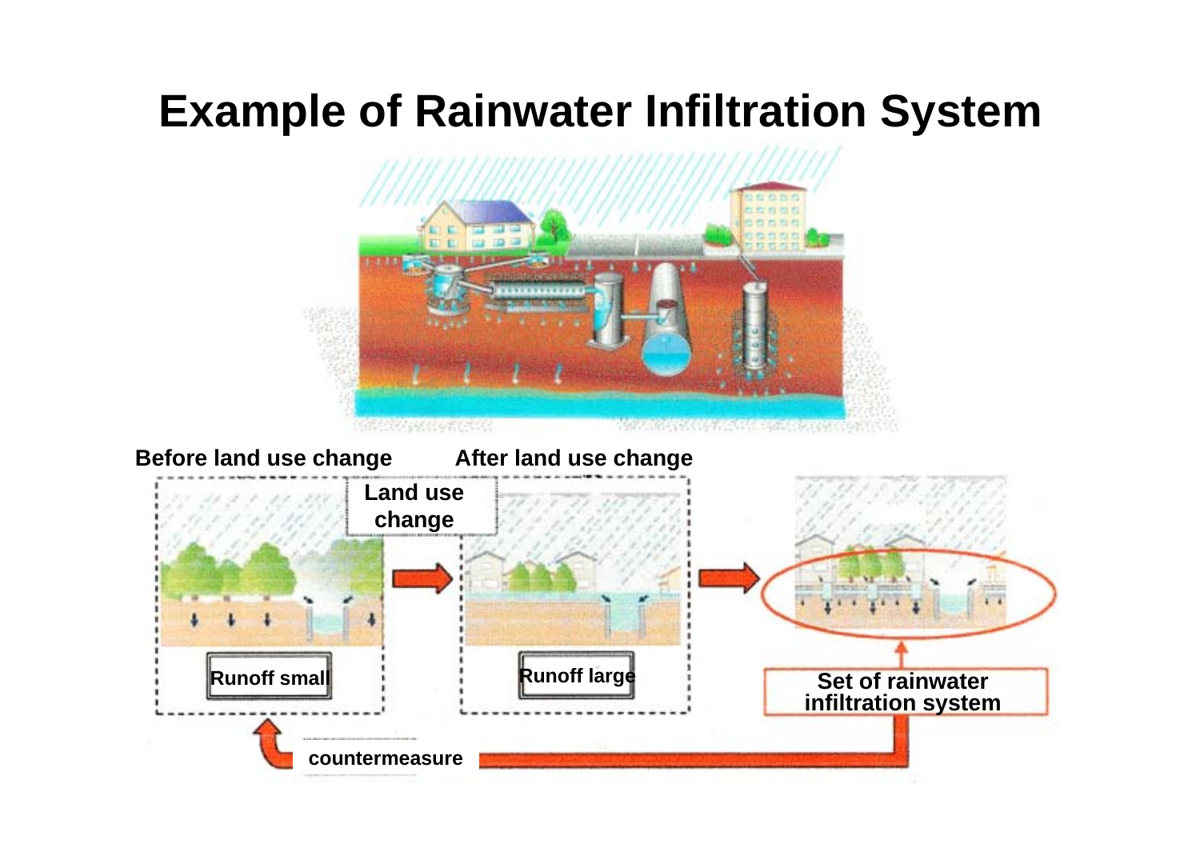# Example of Rainwater Infiltration System

Before land use change

After land use change

Land use change

Runoff small

Runoff large

Set of rainwater infiltration system

countermeasure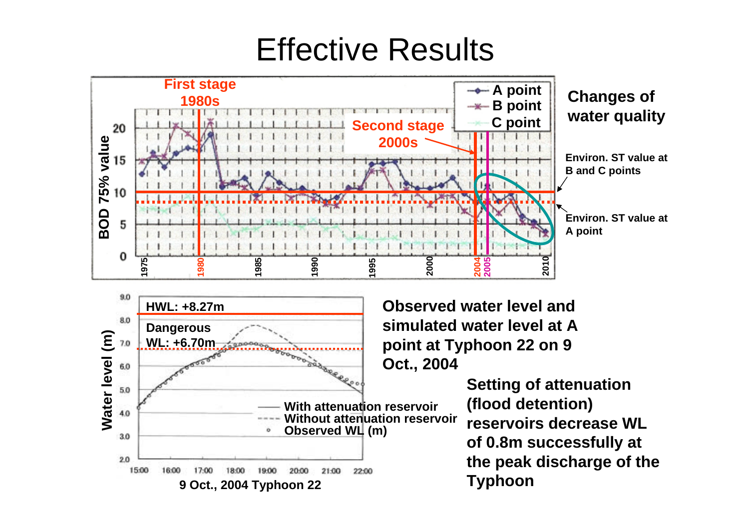# Effective Results

First stage 1980s

Second stage 2000s

- A point
- B point
- C point

BOD 75% value

1975 1980 1985 1990 1995 2000 2004 2005 2010

**Changes of water quality**

**Environ. ST value at B and C points**

**Environ. ST value at A point**

HWL: +8.27m

Dangerous WL: +6.70m

Water level (m)

- With attenuation reservoir
- Without attenuation reservoir
- Observed WL (m)

9 Oct., 2004 Typhoon 22

**Observed water level and simulated water level at A point at Typhoon 22 on 9 Oct., 2004**

**Setting of attenuation (flood detention) reservoirs decrease WL of 0.8m successfully at the peak discharge of the Typhoon**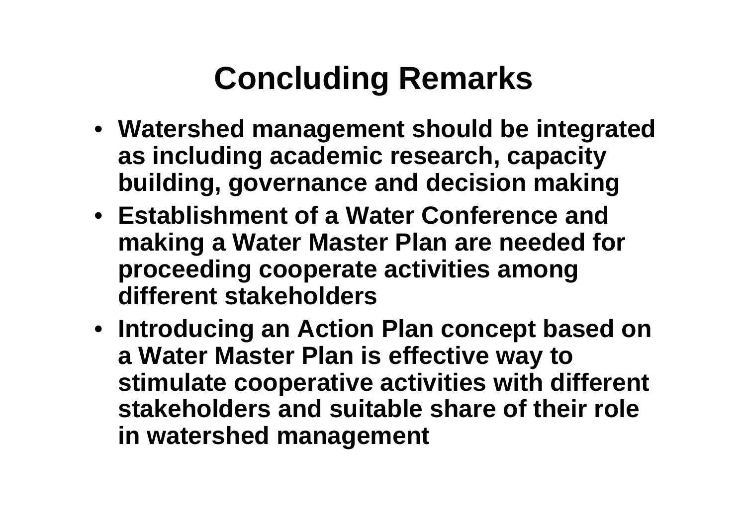# Concluding Remarks

- **Watershed management should be integrated as including academic research, capacity building, governance and decision making**
- **Establishment of a Water Conference and making a Water Master Plan are needed for proceeding cooperate activities among different stakeholders**
- **Introducing an Action Plan concept based on a Water Master Plan is effective way to stimulate cooperative activities with different stakeholders and suitable share of their role in watershed management**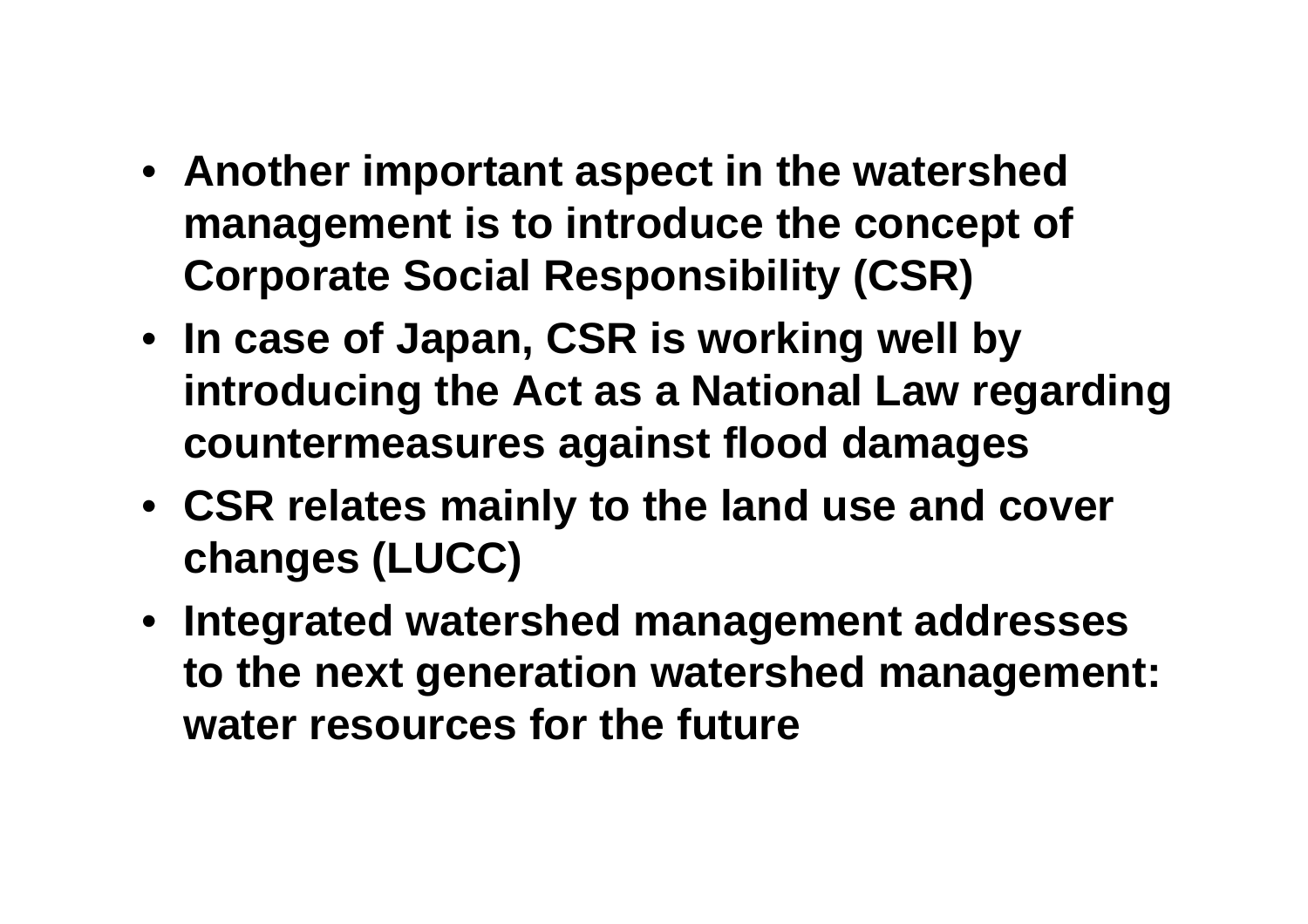- **Another important aspect in the watershed management is to introduce the concept of Corporate Social Responsibility (CSR)**
- **In case of Japan, CSR is working well by introducing the Act as a National Law regarding countermeasures against flood damages**
- **CSR relates mainly to the land use and cover changes (LUCC)**
- **Integrated watershed management addresses to the next generation watershed management: water resources for the future**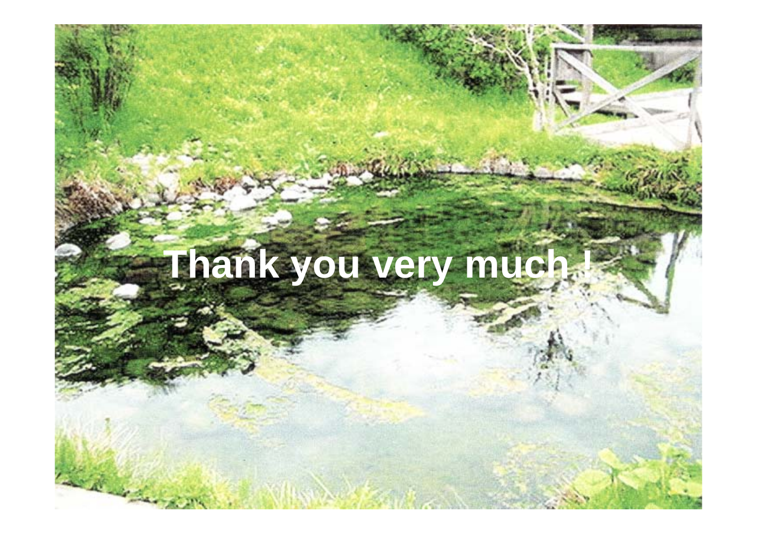**Thank you very much !**